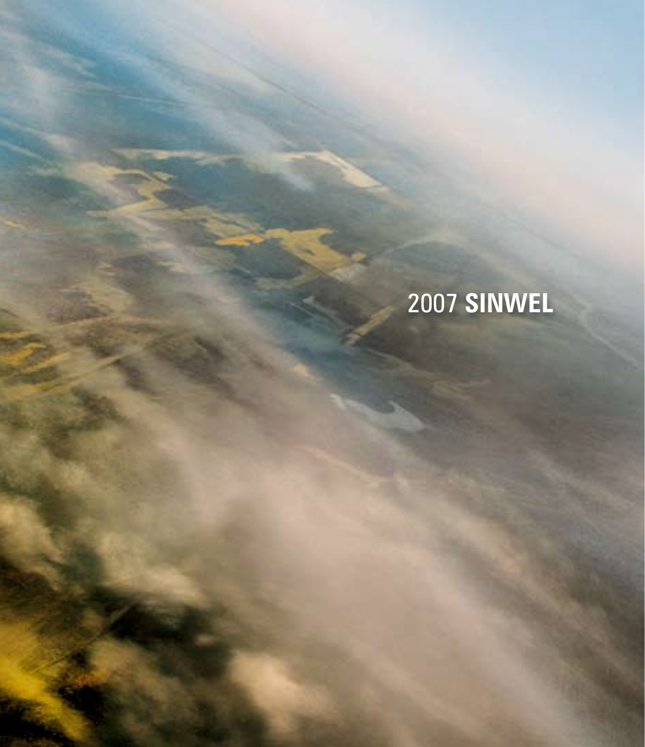2007 **SINWEL**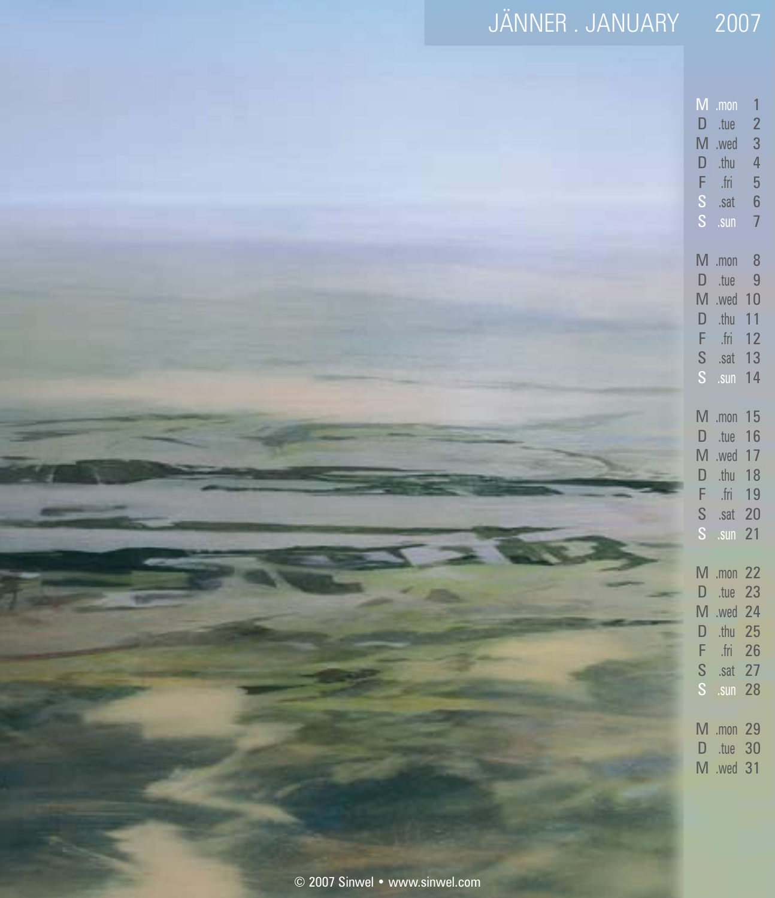# JÄNNER . JANUARY 2007

| | | |
|---|---|---|
| M | .mon | 1 |
| D | .tue | 2 |
| M | .wed | 3 |
| D | .thu | 4 |
| F | .fri | 5 |
| S | .sat | 6 |
| S | .sun | 7 |
| M | .mon | 8 |
| D | .tue | 9 |
| M | .wed | 10 |
| D | .thu | 11 |
| F | .fri | 12 |
| S | .sat | 13 |
| S | .sun | 14 |
| M | .mon | 15 |
| D | .tue | 16 |
| M | .wed | 17 |
| D | .thu | 18 |
| F | .fri | 19 |
| S | .sat | 20 |
| S | .sun | 21 |
| M | .mon | 22 |
| D | .tue | 23 |
| M | .wed | 24 |
| D | .thu | 25 |
| F | .fri | 26 |
| S | .sat | 27 |
| S | .sun | 28 |
| M | .mon | 29 |
| D | .tue | 30 |
| M | .wed | 31 |

© 2007 Sinwel • www.sinwel.com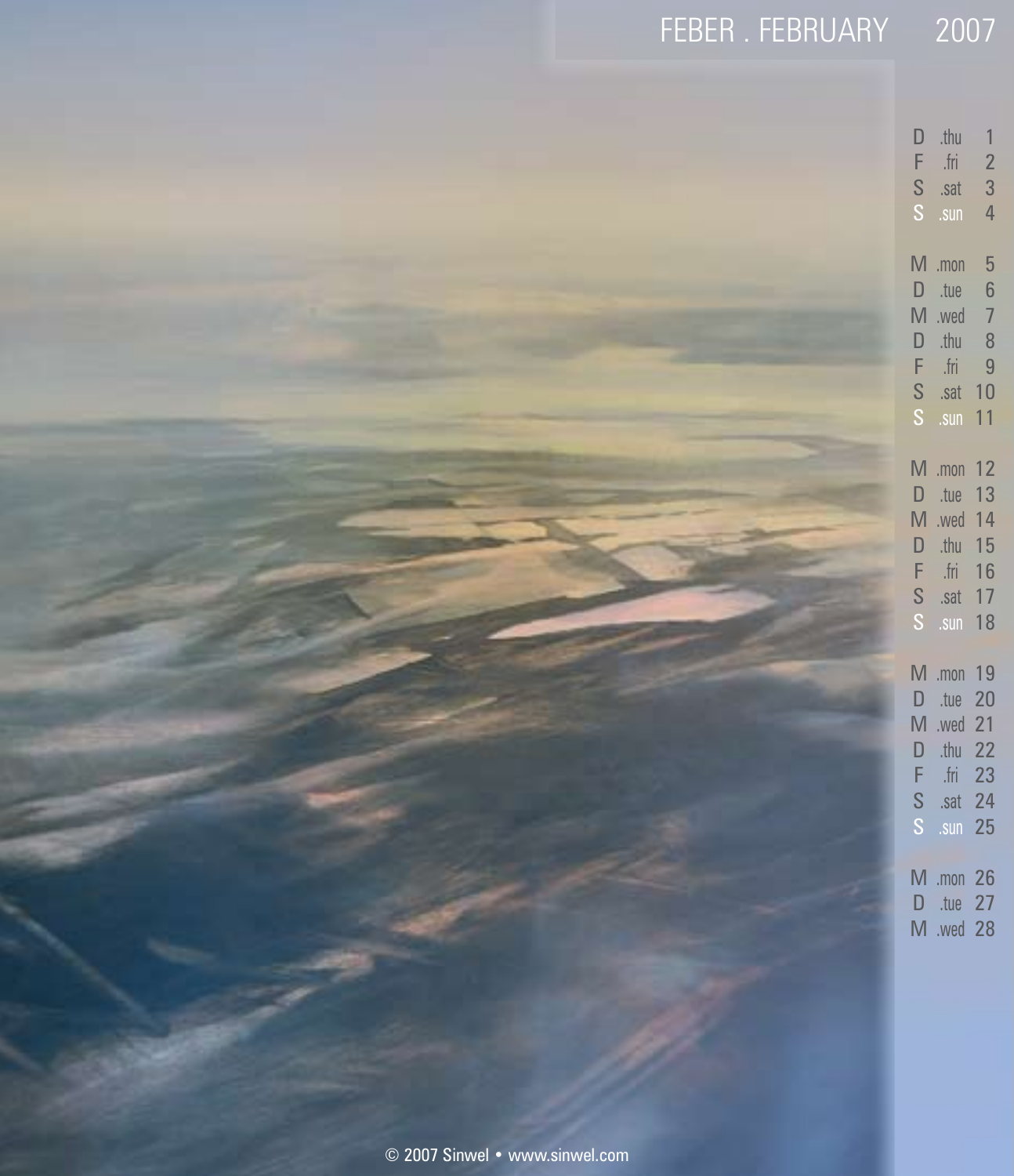# FEBER . FEBRUARY 2007

| | | |
|---|---|---|
| D | .thu | 1 |
| F | .fri | 2 |
| S | .sat | 3 |
| S | .sun | 4 |
| | | |
| M | .mon | 5 |
| D | .tue | 6 |
| M | .wed | 7 |
| D | .thu | 8 |
| F | .fri | 9 |
| S | .sat | 10 |
| S | .sun | 11 |
| | | |
| M | .mon | 12 |
| D | .tue | 13 |
| M | .wed | 14 |
| D | .thu | 15 |
| F | .fri | 16 |
| S | .sat | 17 |
| S | .sun | 18 |
| | | |
| M | .mon | 19 |
| D | .tue | 20 |
| M | .wed | 21 |
| D | .thu | 22 |
| F | .fri | 23 |
| S | .sat | 24 |
| S | .sun | 25 |
| | | |
| M | .mon | 26 |
| D | .tue | 27 |
| M | .wed | 28 |

© 2007 Sinwel • www.sinwel.com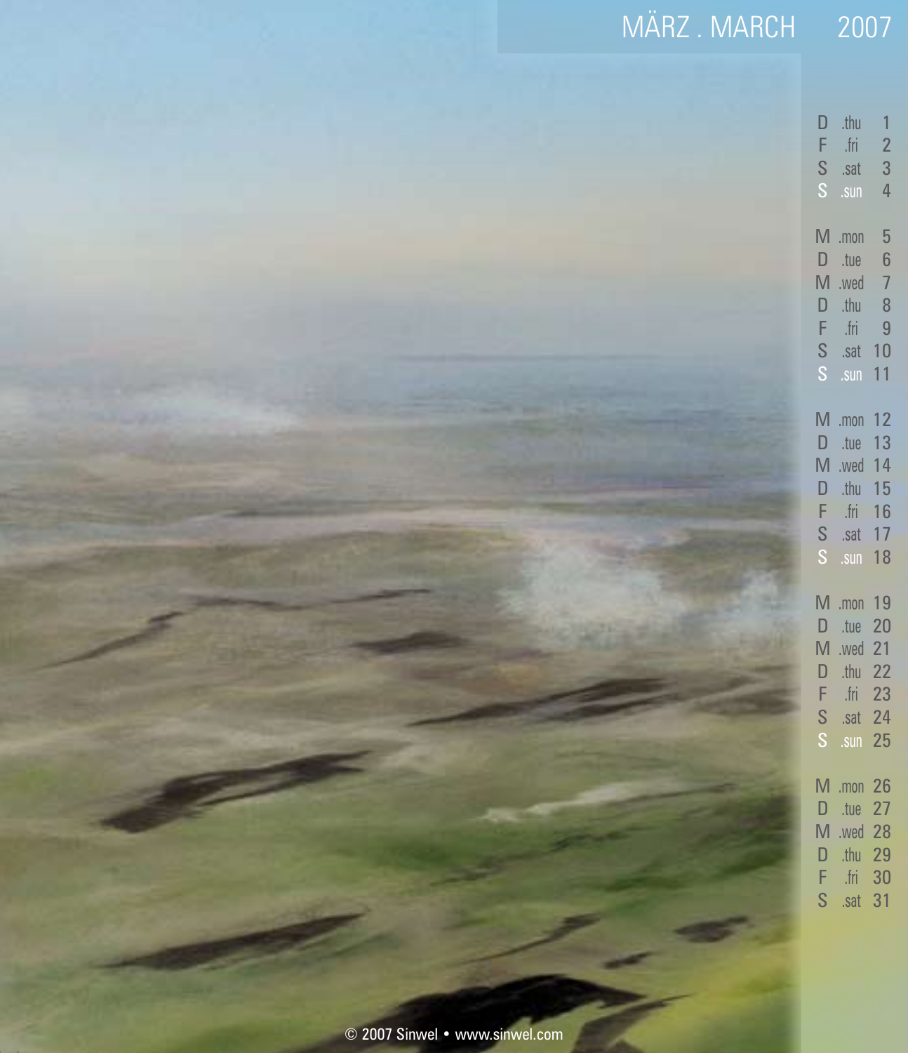# MÄRZ . MARCH 2007

| | | |
|---|---|---|
| D | .thu | 1 |
| F | .fri | 2 |
| S | .sat | 3 |
| S | .sun | 4 |
| M | .mon | 5 |
| D | .tue | 6 |
| M | .wed | 7 |
| D | .thu | 8 |
| F | .fri | 9 |
| S | .sat | 10 |
| S | .sun | 11 |
| M | .mon | 12 |
| D | .tue | 13 |
| M | .wed | 14 |
| D | .thu | 15 |
| F | .fri | 16 |
| S | .sat | 17 |
| S | .sun | 18 |
| M | .mon | 19 |
| D | .tue | 20 |
| M | .wed | 21 |
| D | .thu | 22 |
| F | .fri | 23 |
| S | .sat | 24 |
| S | .sun | 25 |
| M | .mon | 26 |
| D | .tue | 27 |
| M | .wed | 28 |
| D | .thu | 29 |
| F | .fri | 30 |
| S | .sat | 31 |

© 2007 Sinwel • www.sinwel.com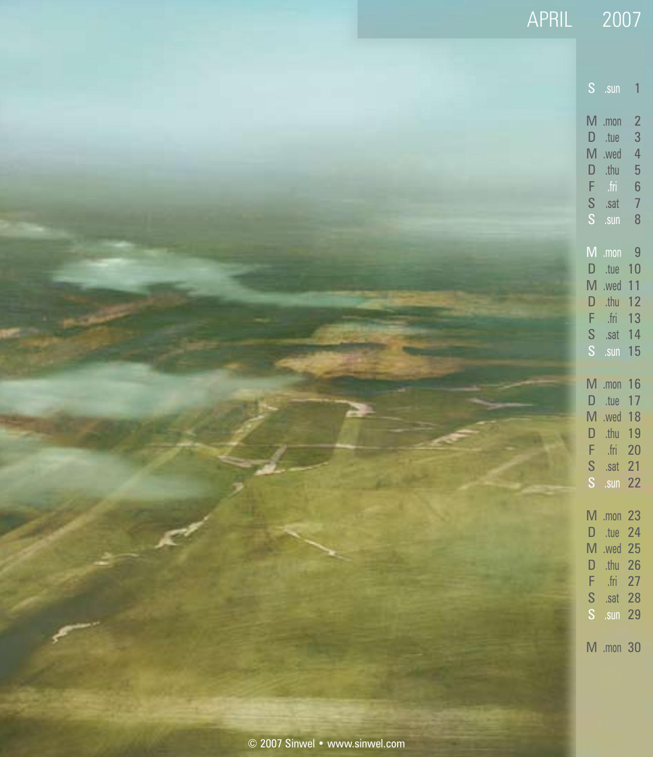# APRIL 2007

| | | |
|---|---|---|
| S | .sun | 1 |
| M | .mon | 2 |
| D | .tue | 3 |
| M | .wed | 4 |
| D | .thu | 5 |
| F | .fri | 6 |
| S | .sat | 7 |
| S | .sun | 8 |
| M | .mon | 9 |
| D | .tue | 10 |
| M | .wed | 11 |
| D | .thu | 12 |
| F | .fri | 13 |
| S | .sat | 14 |
| S | .sun | 15 |
| M | .mon | 16 |
| D | .tue | 17 |
| M | .wed | 18 |
| D | .thu | 19 |
| F | .fri | 20 |
| S | .sat | 21 |
| S | .sun | 22 |
| M | .mon | 23 |
| D | .tue | 24 |
| M | .wed | 25 |
| D | .thu | 26 |
| F | .fri | 27 |
| S | .sat | 28 |
| S | .sun | 29 |
| M | .mon | 30 |

© 2007 Sinwel • www.sinwel.com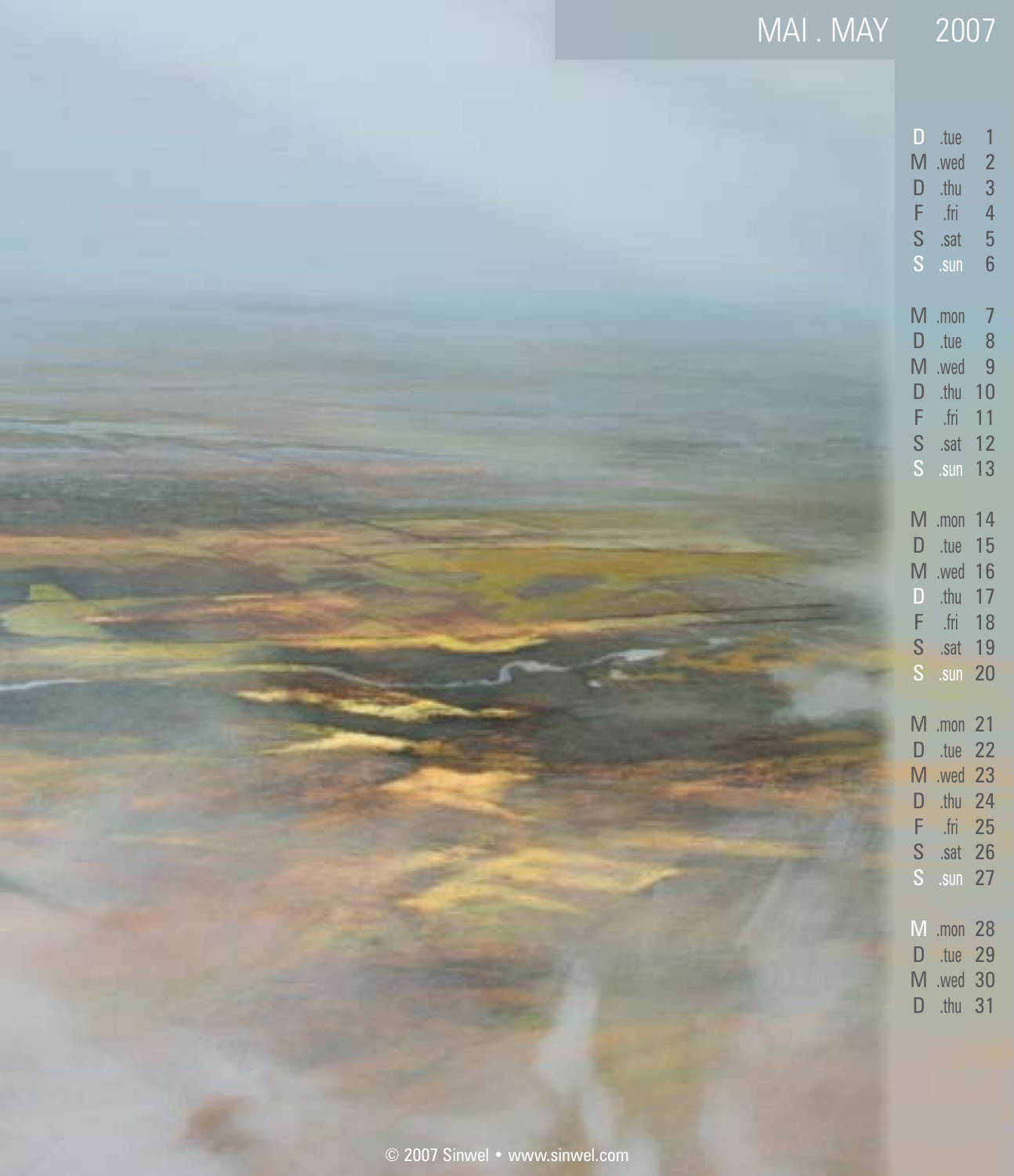# MAI . MAY 2007

| | | |
|---|---|---|
| D | .tue | 1 |
| M | .wed | 2 |
| D | .thu | 3 |
| F | .fri | 4 |
| S | .sat | 5 |
| S | .sun | 6 |
| M | .mon | 7 |
| D | .tue | 8 |
| M | .wed | 9 |
| D | .thu | 10 |
| F | .fri | 11 |
| S | .sat | 12 |
| S | .sun | 13 |
| M | .mon | 14 |
| D | .tue | 15 |
| M | .wed | 16 |
| D | .thu | 17 |
| F | .fri | 18 |
| S | .sat | 19 |
| S | .sun | 20 |
| M | .mon | 21 |
| D | .tue | 22 |
| M | .wed | 23 |
| D | .thu | 24 |
| F | .fri | 25 |
| S | .sat | 26 |
| S | .sun | 27 |
| M | .mon | 28 |
| D | .tue | 29 |
| M | .wed | 30 |
| D | .thu | 31 |

© 2007 Sinwel • www.sinwel.com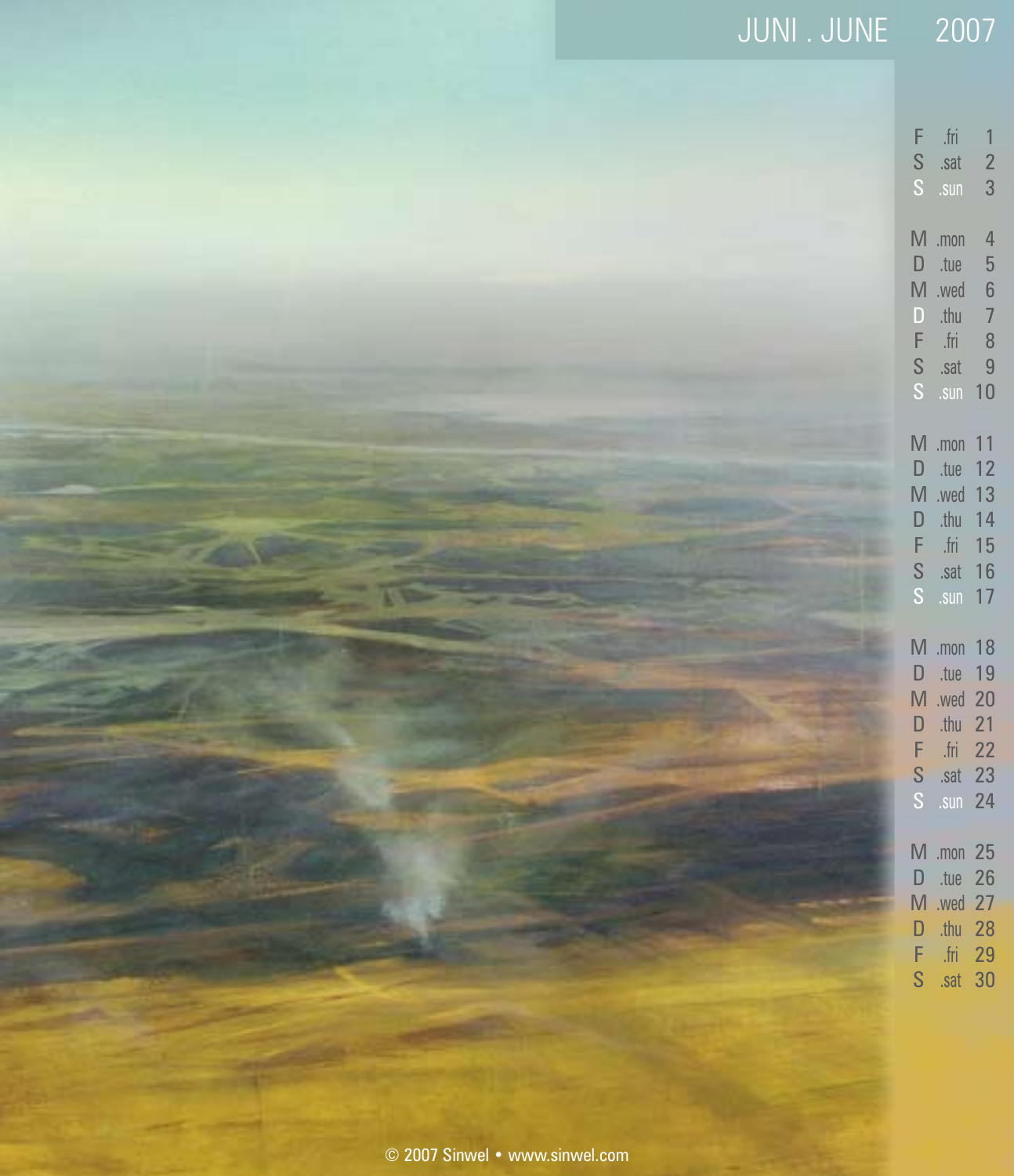# JUNI . JUNE 2007

| | | |
|---|---|---|
| F | .fri | 1 |
| S | .sat | 2 |
| S | .sun | 3 |
| M | .mon | 4 |
| D | .tue | 5 |
| M | .wed | 6 |
| D | .thu | 7 |
| F | .fri | 8 |
| S | .sat | 9 |
| S | .sun | 10 |
| M | .mon | 11 |
| D | .tue | 12 |
| M | .wed | 13 |
| D | .thu | 14 |
| F | .fri | 15 |
| S | .sat | 16 |
| S | .sun | 17 |
| M | .mon | 18 |
| D | .tue | 19 |
| M | .wed | 20 |
| D | .thu | 21 |
| F | .fri | 22 |
| S | .sat | 23 |
| S | .sun | 24 |
| M | .mon | 25 |
| D | .tue | 26 |
| M | .wed | 27 |
| D | .thu | 28 |
| F | .fri | 29 |
| S | .sat | 30 |

© 2007 Sinwel • www.sinwel.com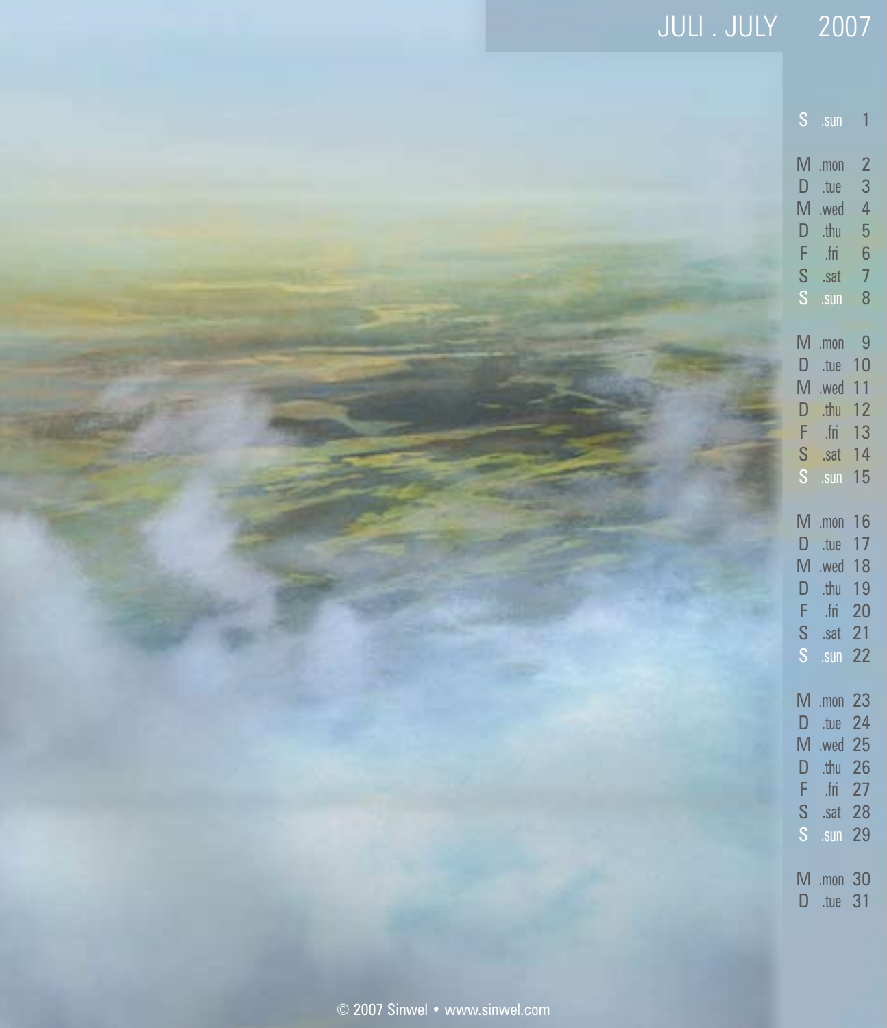# JULI . JULY 2007

S .sun 1

M .mon 2
D .tue 3
M .wed 4
D .thu 5
F .fri 6
S .sat 7
S .sun 8

M .mon 9
D .tue 10
M .wed 11
D .thu 12
F .fri 13
S .sat 14
S .sun 15

M .mon 16
D .tue 17
M .wed 18
D .thu 19
F .fri 20
S .sat 21
S .sun 22

M .mon 23
D .tue 24
M .wed 25
D .thu 26
F .fri 27
S .sat 28
S .sun 29

M .mon 30
D .tue 31

© 2007 Sinwel • www.sinwel.com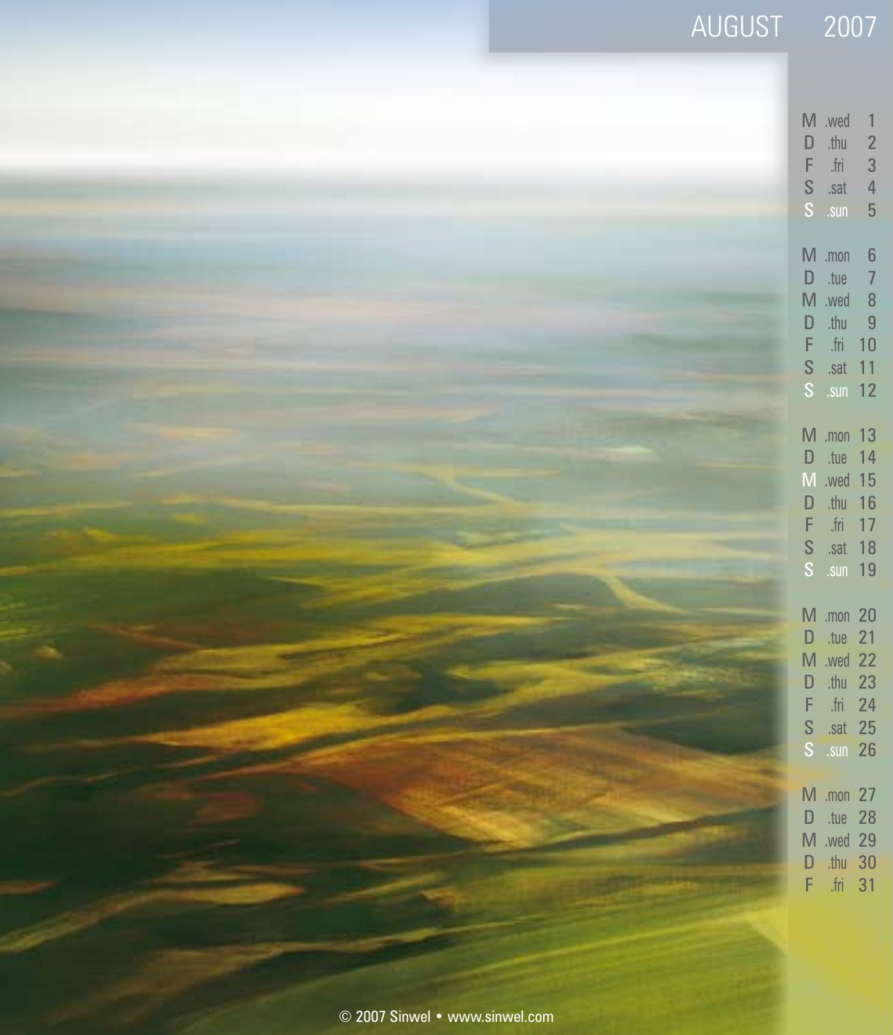# AUGUST 2007

M .wed 1
D .thu 2
F .fri 3
S .sat 4
S .sun 5

M .mon 6
D .tue 7
M .wed 8
D .thu 9
F .fri 10
S .sat 11
S .sun 12

M .mon 13
D .tue 14
M .wed 15
D .thu 16
F .fri 17
S .sat 18
S .sun 19

M .mon 20
D .tue 21
M .wed 22
D .thu 23
F .fri 24
S .sat 25
S .sun 26

M .mon 27
D .tue 28
M .wed 29
D .thu 30
F .fri 31

© 2007 Sinwel • www.sinwel.com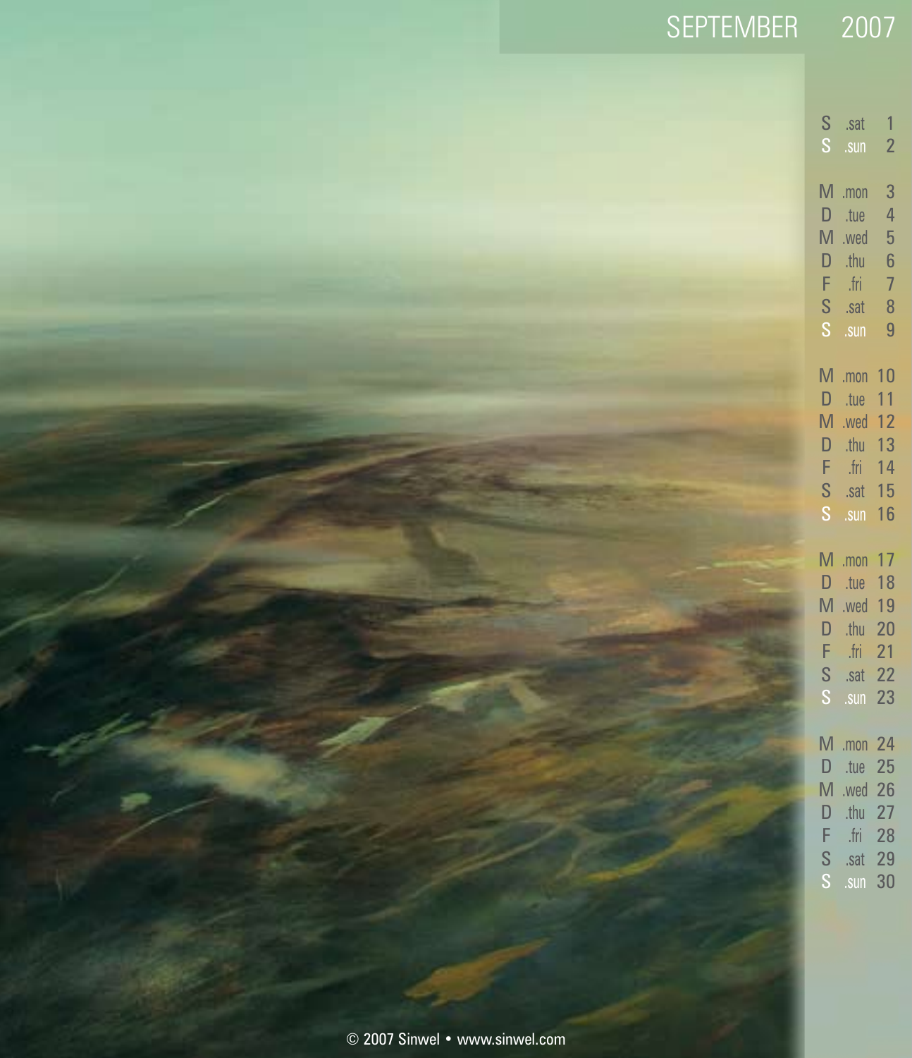# SEPTEMBER 2007

| | | |
|---|---|---|
| S | .sat | 1 |
| S | .sun | 2 |
| | | |
| M | .mon | 3 |
| D | .tue | 4 |
| M | .wed | 5 |
| D | .thu | 6 |
| F | .fri | 7 |
| S | .sat | 8 |
| S | .sun | 9 |
| | | |
| M | .mon | 10 |
| D | .tue | 11 |
| M | .wed | 12 |
| D | .thu | 13 |
| F | .fri | 14 |
| S | .sat | 15 |
| S | .sun | 16 |
| | | |
| M | .mon | 17 |
| D | .tue | 18 |
| M | .wed | 19 |
| D | .thu | 20 |
| F | .fri | 21 |
| S | .sat | 22 |
| S | .sun | 23 |
| | | |
| M | .mon | 24 |
| D | .tue | 25 |
| M | .wed | 26 |
| D | .thu | 27 |
| F | .fri | 28 |
| S | .sat | 29 |
| S | .sun | 30 |

© 2007 Sinwel • www.sinwel.com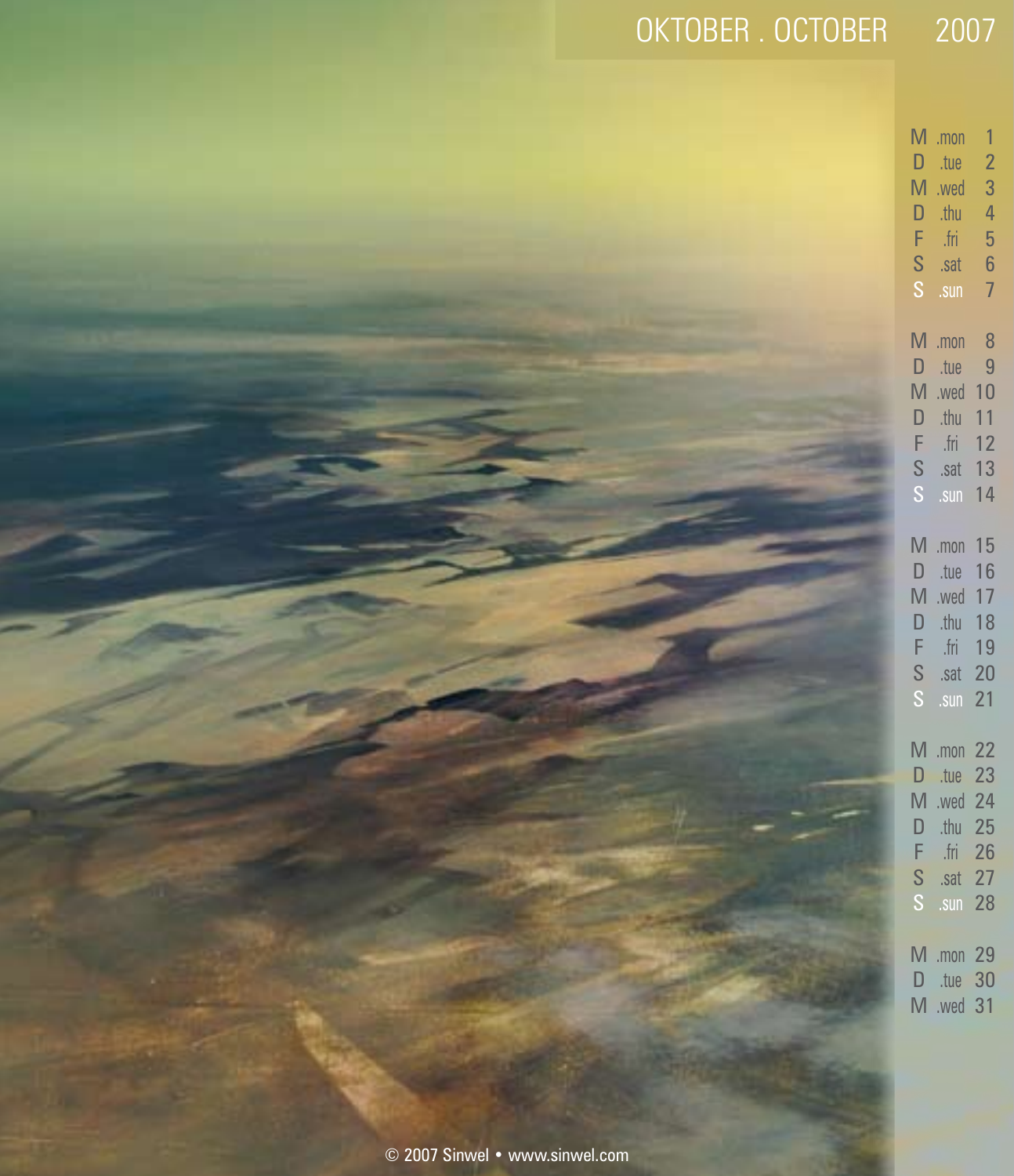# OKTOBER . OCTOBER 2007

M .mon 1
D .tue 2
M .wed 3
D .thu 4
F .fri 5
S .sat 6
S .sun 7

M .mon 8
D .tue 9
M .wed 10
D .thu 11
F .fri 12
S .sat 13
S .sun 14

M .mon 15
D .tue 16
M .wed 17
D .thu 18
F .fri 19
S .sat 20
S .sun 21

M .mon 22
D .tue 23
M .wed 24
D .thu 25
F .fri 26
S .sat 27
S .sun 28

M .mon 29
D .tue 30
M .wed 31

© 2007 Sinwel • www.sinwel.com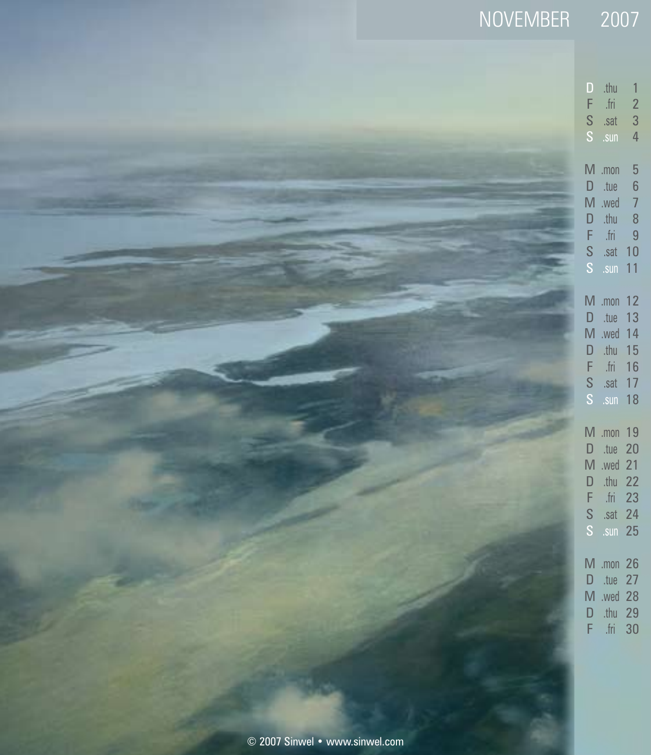# NOVEMBER 2007

| | | |
|---|---|---|
| D | .thu | 1 |
| F | .fri | 2 |
| S | .sat | 3 |
| S | .sun | 4 |
| M | .mon | 5 |
| D | .tue | 6 |
| M | .wed | 7 |
| D | .thu | 8 |
| F | .fri | 9 |
| S | .sat | 10 |
| S | .sun | 11 |
| M | .mon | 12 |
| D | .tue | 13 |
| M | .wed | 14 |
| D | .thu | 15 |
| F | .fri | 16 |
| S | .sat | 17 |
| S | .sun | 18 |
| M | .mon | 19 |
| D | .tue | 20 |
| M | .wed | 21 |
| D | .thu | 22 |
| F | .fri | 23 |
| S | .sat | 24 |
| S | .sun | 25 |
| M | .mon | 26 |
| D | .tue | 27 |
| M | .wed | 28 |
| D | .thu | 29 |
| F | .fri | 30 |

© 2007 Sinwel • www.sinwel.com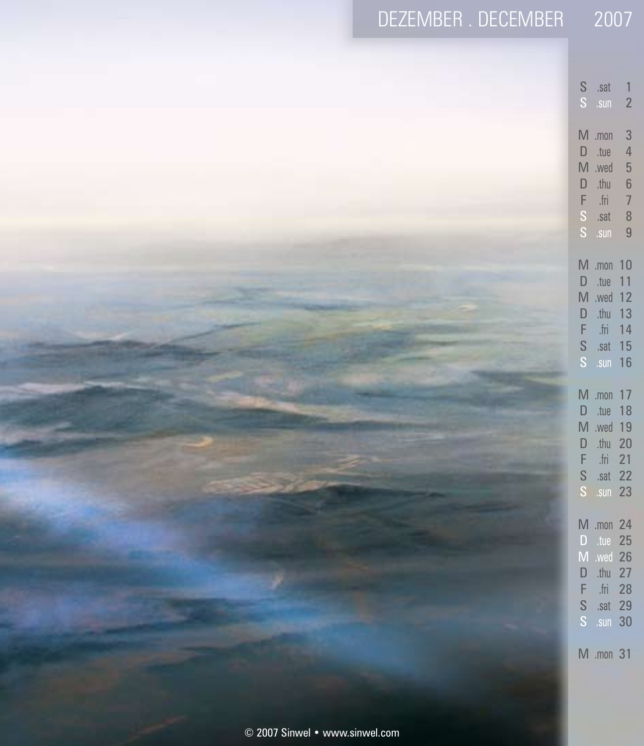# DEZEMBER . DECEMBER 2007

| | | |
|---|---|---|
| S | .sat | 1 |
| S | .sun | 2 |
| | | |
| M | .mon | 3 |
| D | .tue | 4 |
| M | .wed | 5 |
| D | .thu | 6 |
| F | .fri | 7 |
| S | .sat | 8 |
| S | .sun | 9 |
| | | |
| M | .mon | 10 |
| D | .tue | 11 |
| M | .wed | 12 |
| D | .thu | 13 |
| F | .fri | 14 |
| S | .sat | 15 |
| S | .sun | 16 |
| | | |
| M | .mon | 17 |
| D | .tue | 18 |
| M | .wed | 19 |
| D | .thu | 20 |
| F | .fri | 21 |
| S | .sat | 22 |
| S | .sun | 23 |
| | | |
| M | .mon | 24 |
| D | .tue | 25 |
| M | .wed | 26 |
| D | .thu | 27 |
| F | .fri | 28 |
| S | .sat | 29 |
| S | .sun | 30 |
| | | |
| M | .mon | 31 |

© 2007 Sinwel • www.sinwel.com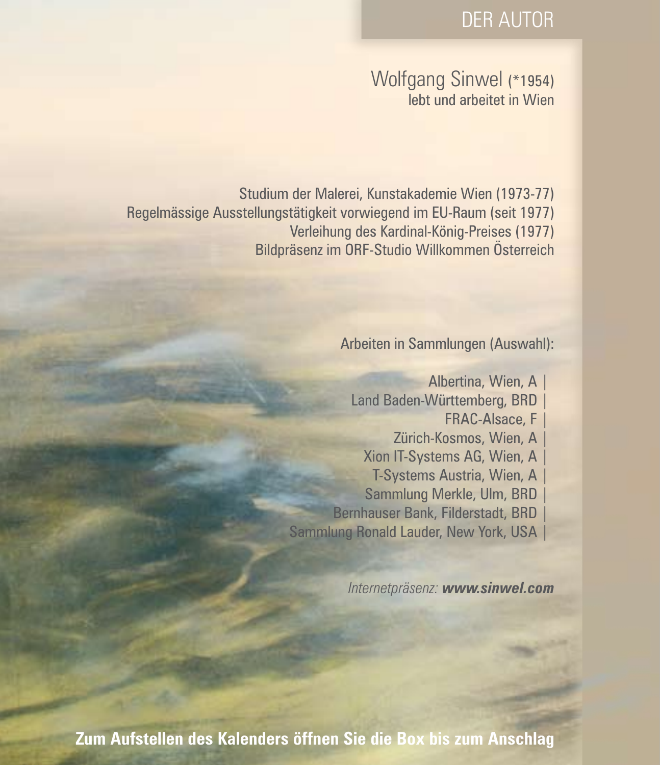# DER AUTOR

Wolfgang Sinwel (*1954)
lebt und arbeitet in Wien

Studium der Malerei, Kunstakademie Wien (1973-77)
Regelmässige Ausstellungstätigkeit vorwiegend im EU-Raum (seit 1977)
Verleihung des Kardinal-König-Preises (1977)
Bildpräsenz im ORF-Studio Willkommen Österreich

Arbeiten in Sammlungen (Auswahl):

Albertina, Wien, A |
Land Baden-Württemberg, BRD |
FRAC-Alsace, F |
Zürich-Kosmos, Wien, A |
Xion IT-Systems AG, Wien, A |
T-Systems Austria, Wien, A |
Sammlung Merkle, Ulm, BRD |
Bernhauser Bank, Filderstadt, BRD |
Sammlung Ronald Lauder, New York, USA |

*Internetpräsenz:* ***www.sinwel.com***

**Zum Aufstellen des Kalenders öffnen Sie die Box bis zum Anschlag**